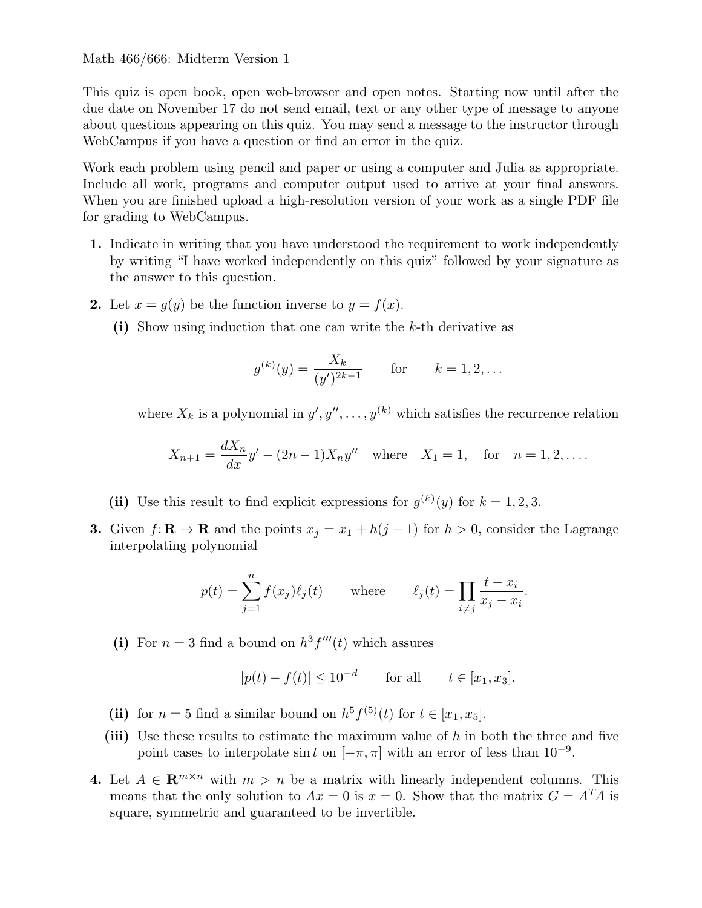Math 466/666: Midterm Version 1

This quiz is open book, open web-browser and open notes. Starting now until after the due date on November 17 do not send email, text or any other type of message to anyone about questions appearing on this quiz. You may send a message to the instructor through WebCampus if you have a question or find an error in the quiz.

Work each problem using pencil and paper or using a computer and Julia as appropriate. Include all work, programs and computer output used to arrive at your final answers. When you are finished upload a high-resolution version of your work as a single PDF file for grading to WebCampus.

**1.** Indicate in writing that you have understood the requirement to work independently by writing "I have worked independently on this quiz" followed by your signature as the answer to this question.

**2.** Let $x = g(y)$ be the function inverse to $y = f(x)$.

**(i)** Show using induction that one can write the $k$-th derivative as

$$g^{(k)}(y) = \frac{X_k}{(y')^{2k-1}} \qquad \text{for} \qquad k = 1, 2, \ldots$$

where $X_k$ is a polynomial in $y', y'', \ldots, y^{(k)}$ which satisfies the recurrence relation

$$X_{n+1} = \frac{dX_n}{dx} y' - (2n-1) X_n y'' \quad \text{where} \quad X_1 = 1, \quad \text{for} \quad n = 1, 2, \ldots.$$

**(ii)** Use this result to find explicit expressions for $g^{(k)}(y)$ for $k = 1, 2, 3$.

**3.** Given $f\colon \mathbf{R} \to \mathbf{R}$ and the points $x_j = x_1 + h(j-1)$ for $h > 0$, consider the Lagrange interpolating polynomial

$$p(t) = \sum_{j=1}^{n} f(x_j) \ell_j(t) \qquad \text{where} \qquad \ell_j(t) = \prod_{i \neq j} \frac{t - x_i}{x_j - x_i}.$$

**(i)** For $n = 3$ find a bound on $h^3 f'''(t)$ which assures

$$|p(t) - f(t)| \leq 10^{-d} \qquad \text{for all} \qquad t \in [x_1, x_3].$$

**(ii)** for $n = 5$ find a similar bound on $h^5 f^{(5)}(t)$ for $t \in [x_1, x_5]$.

**(iii)** Use these results to estimate the maximum value of $h$ in both the three and five point cases to interpolate $\sin t$ on $[-\pi, \pi]$ with an error of less than $10^{-9}$.

**4.** Let $A \in \mathbf{R}^{m \times n}$ with $m > n$ be a matrix with linearly independent columns. This means that the only solution to $Ax = 0$ is $x = 0$. Show that the matrix $G = A^T A$ is square, symmetric and guaranteed to be invertible.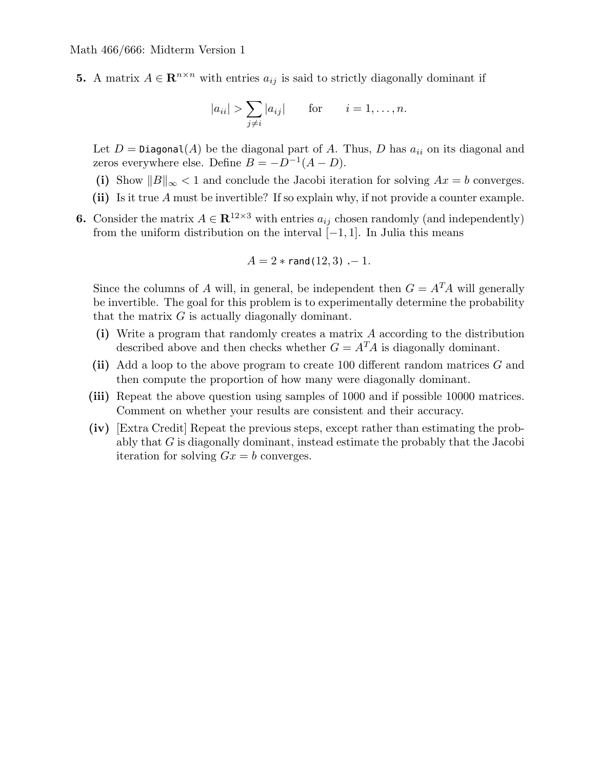**5.** A matrix $A \in \mathbf{R}^{n\times n}$ with entries $a_{ij}$ is said to strictly diagonally dominant if

$$|a_{ii}| > \sum_{j\neq i} |a_{ij}| \qquad \text{for} \qquad i = 1, \ldots, n.$$

Let $D = \texttt{Diagonal}(A)$ be the diagonal part of $A$. Thus, $D$ has $a_{ii}$ on its diagonal and zeros everywhere else. Define $B = -D^{-1}(A - D)$.

**(i)** Show $\|B\|_\infty < 1$ and conclude the Jacobi iteration for solving $Ax = b$ converges.

**(ii)** Is it true $A$ must be invertible? If so explain why, if not provide a counter example.

**6.** Consider the matrix $A \in \mathbf{R}^{12\times 3}$ with entries $a_{ij}$ chosen randomly (and independently) from the uniform distribution on the interval $[-1, 1]$. In Julia this means

$$A = 2 * \texttt{rand(12,3)} .- 1.$$

Since the columns of $A$ will, in general, be independent then $G = A^T A$ will generally be invertible. The goal for this problem is to experimentally determine the probability that the matrix $G$ is actually diagonally dominant.

**(i)** Write a program that randomly creates a matrix $A$ according to the distribution described above and then checks whether $G = A^T A$ is diagonally dominant.

**(ii)** Add a loop to the above program to create 100 different random matrices $G$ and then compute the proportion of how many were diagonally dominant.

**(iii)** Repeat the above question using samples of 1000 and if possible 10000 matrices. Comment on whether your results are consistent and their accuracy.

**(iv)** [Extra Credit] Repeat the previous steps, except rather than estimating the probably that $G$ is diagonally dominant, instead estimate the probably that the Jacobi iteration for solving $Gx = b$ converges.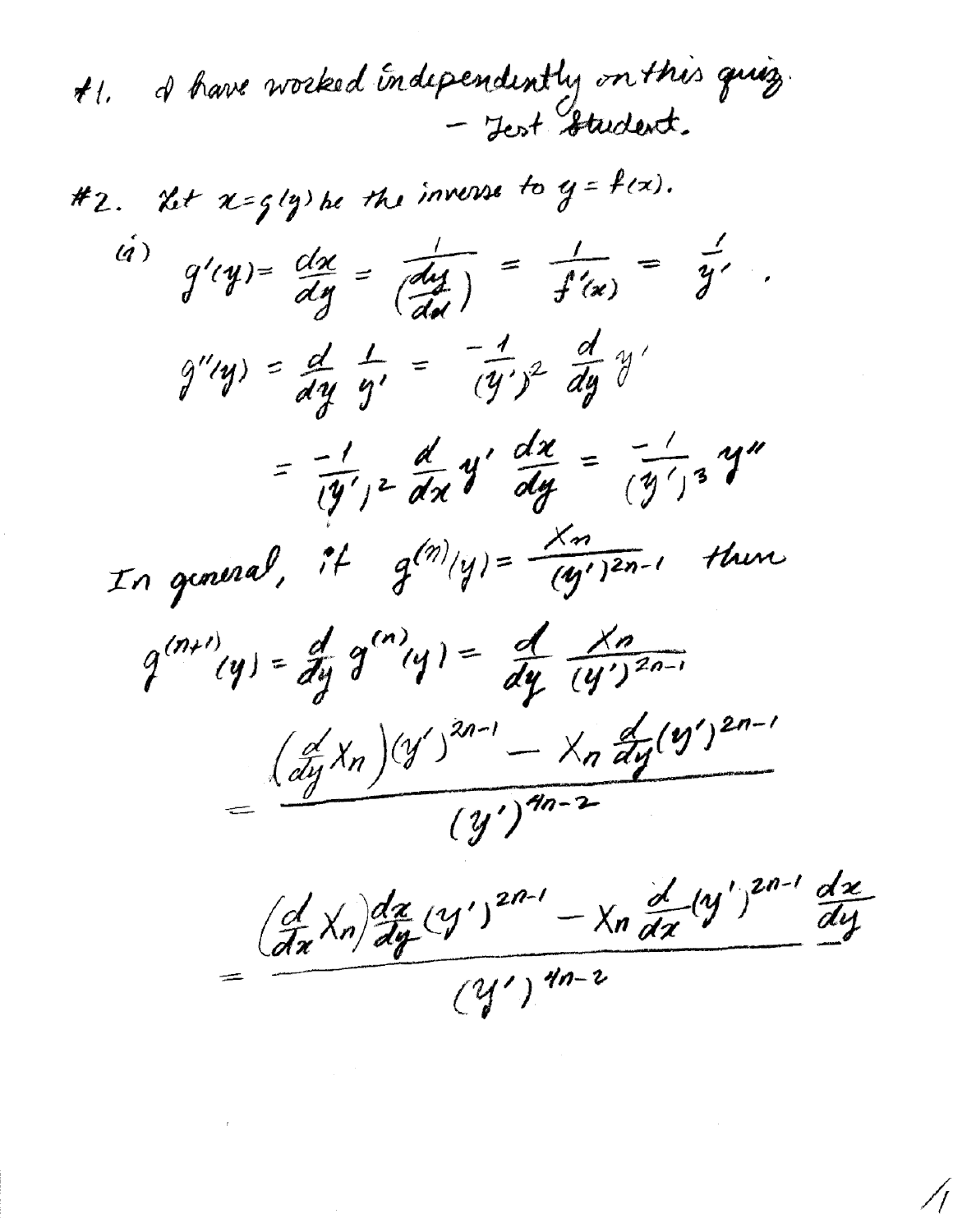#1. I have worked independently on this quiz.
— Test Student.

#2. Let $x = g(y)$ be the inverse to $y = f(x)$.

(i)
$$g'(y) = \frac{dx}{dy} = \frac{1}{\left(\frac{dy}{dx}\right)} = \frac{1}{f'(x)} = \frac{1}{y'}.$$

$$g''(y) = \frac{d}{dy}\frac{1}{y'} = \frac{-1}{(y')^2}\frac{d}{dy}y'$$

$$= \frac{-1}{(y')^2}\frac{d}{dx}y'\frac{dx}{dy} = \frac{-1}{(y')^3}y''$$

In general, if $g^{(n)}(y) = \frac{X_n}{(y')^{2n-1}}$ then

$$g^{(n+1)}(y) = \frac{d}{dy}g^{(n)}(y) = \frac{d}{dy}\frac{X_n}{(y')^{2n-1}}$$

$$= \frac{\left(\frac{d}{dy}X_n\right)(y')^{2n-1} - X_n\frac{d}{dy}(y')^{2n-1}}{(y')^{4n-2}}$$

$$= \frac{\left(\frac{d}{dx}X_n\right)\frac{dx}{dy}(y')^{2n-1} - X_n\frac{d}{dx}(y')^{2n-1}\frac{dx}{dy}}{(y')^{4n-2}}$$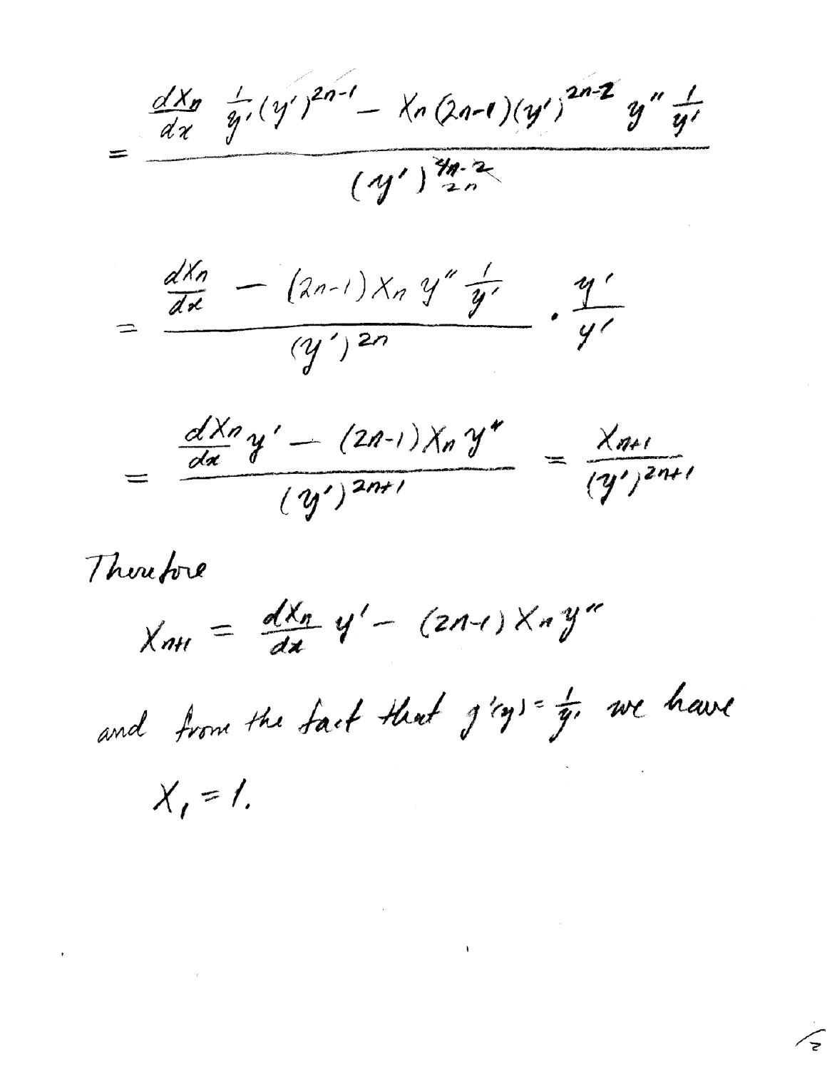$$= \frac{\frac{dX_n}{dx} \frac{1}{y'} (y')^{2n-1} - X_n (2n-1)(y')^{2n-2} y'' \frac{1}{y'}}{(y')^{\frac{4n-2}{2n}}}$$

$$= \frac{\frac{dX_n}{dx} - (2n-1) X_n y'' \frac{1}{y'}}{(y')^{2n}} \cdot \frac{y'}{y'}$$

$$= \frac{\frac{dX_n}{dx} y' - (2n-1) X_n y''}{(y')^{2n+1}} = \frac{X_{n+1}}{(y')^{2n+1}}$$

Therefore

$$X_{n+1} = \frac{dX_n}{dx} y' - (2n-1) X_n y''$$

and from the fact that $g'(y) = \frac{1}{y'}$ we have

$$X_1 = 1.$$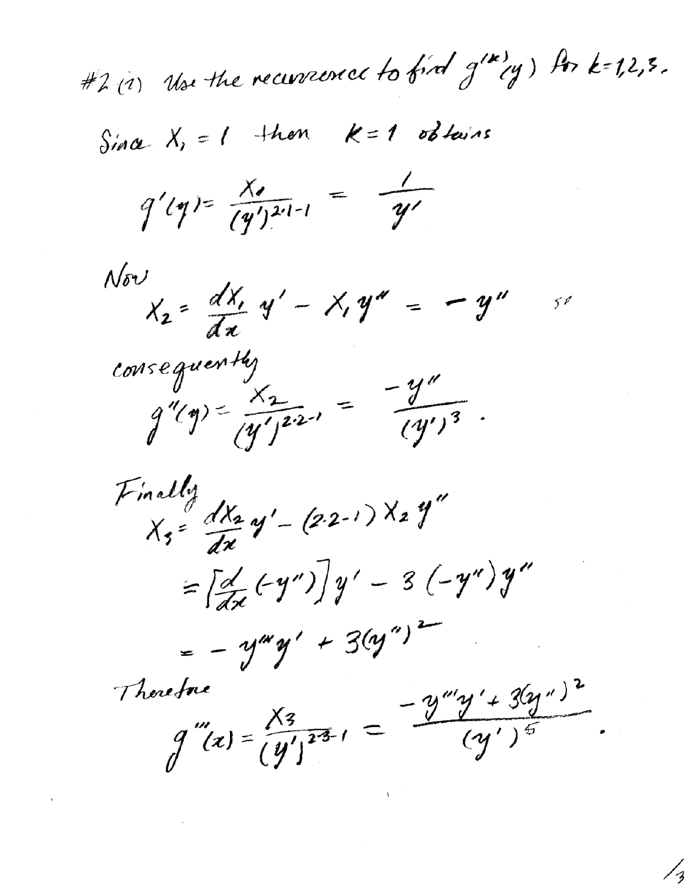#2 (1) Use the recurrence to find $g^{(k)}(y)$ for $k = 1, 2, 3$.

Since $X_1 = 1$ then $k = 1$ obtains

$$g'(y) = \frac{X_1}{(y')^{2\cdot 1 - 1}} = \frac{1}{y'}$$

Now

$$X_2 = \frac{dX_1}{dx} y' - X_1 y'' = -y'' \quad \text{so}$$

consequently

$$g''(y) = \frac{X_2}{(y')^{2\cdot 2 - 1}} = \frac{-y''}{(y')^3}.$$

Finally

$$X_3 = \frac{dX_2}{dx} y' - (2\cdot 2 - 1) X_2 y''$$

$$= \left[\frac{d}{dx}(-y'')\right] y' - 3(-y'')y''$$

$$= -y''' y' + 3(y'')^2$$

Therefore

$$g'''(x) = \frac{X_3}{(y')^{2\cdot 3 - 1}} = \frac{-y''' y' + 3(y'')^2}{(y')^5}.$$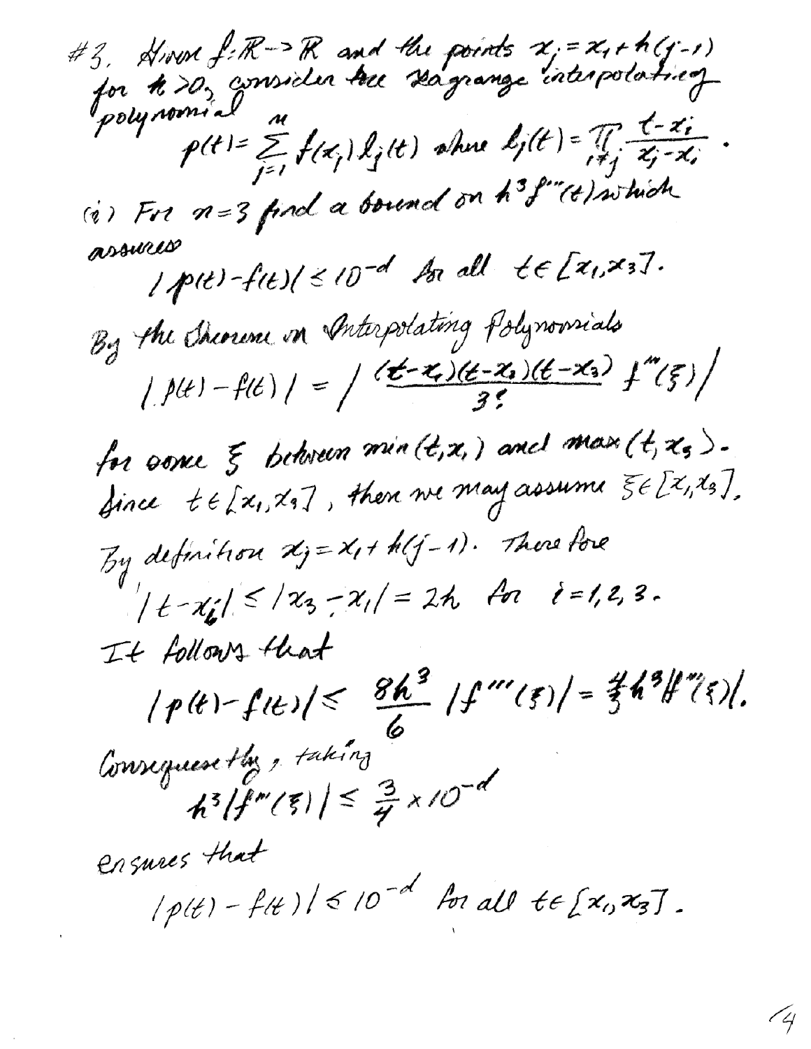#3. Given $f:\mathbb{R}\to\mathbb{R}$ and the points $x_j = x_1 + h(j-1)$ for $h>0$, consider the Lagrange interpolating polynomial

$$p(t) = \sum_{j=1}^{n} f(x_j)\, l_j(t) \quad \text{where } l_j(t) = \prod_{i\neq j} \frac{t-x_i}{x_j - x_i}.$$

(i) For $n=3$ find a bound on $h^3 f'''(t)$ which assures

$$|p(t)-f(t)| \le 10^{-d} \text{ for all } t\in[x_1,x_3].$$

By the Theorem on Interpolating Polynomials

$$|p(t)-f(t)| = \left| \frac{(t-x_1)(t-x_2)(t-x_3)}{3!} f'''(\xi) \right|$$

for some $\xi$ between $\min(t,x_1)$ and $\max(t,x_3)$. Since $t\in[x_1,x_3]$, then we may assume $\xi\in[x_1,x_3]$.

By definition $x_j = x_1 + h(j-1)$. Therefore

$$|t-x_i| \le |x_3 - x_1| = 2h \text{ for } i=1,2,3.$$

It follows that

$$|p(t)-f(t)| \le \frac{8h^3}{6} |f'''(\xi)| = \frac{4}{3} h^3 |f'''(\xi)|.$$

Consequently, taking

$$h^3 |f'''(\xi)| \le \frac{3}{4}\times 10^{-d}$$

ensures that

$$|p(t)-f(t)| \le 10^{-d} \text{ for all } t\in[x_1,x_3].$$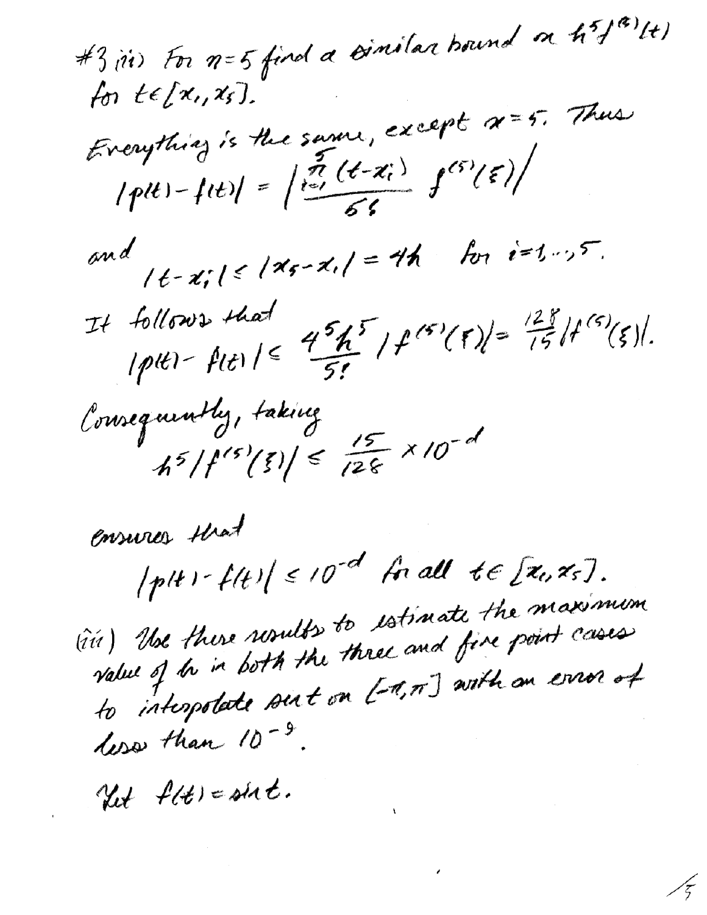#3 (ii) For $n=5$ find a similar bound on $h^5 f^{(5)}(t)$ for $t \in [x_1, x_5]$.

Everything is the same, except $n=5$. Thus

$$|p(t) - f(t)| = \left| \frac{\prod_{i=1}^{5}(t-x_i)}{5!} f^{(5)}(\xi) \right|$$

and

$$|t - x_i| \le |x_5 - x_1| = 4h \quad \text{for } i = 1, \ldots, 5.$$

It follows that

$$|p(t) - f(t)| \le \frac{4^5 h^5}{5!} |f^{(5)}(\xi)| = \frac{128}{15} |f^{(5)}(\xi)|.$$

Consequently, taking

$$h^5 |f^{(5)}(\xi)| \le \frac{15}{128} \times 10^{-d}$$

ensures that

$$|p(t) - f(t)| \le 10^{-d} \text{ for all } t \in [x_1, x_5].$$

(iii) Use these results to estimate the maximum value of $h$ in both the three and five point cases to interpolate $\sin t$ on $[-\pi, \pi]$ with an error of less than $10^{-9}$.

Let $f(t) = \sin t$.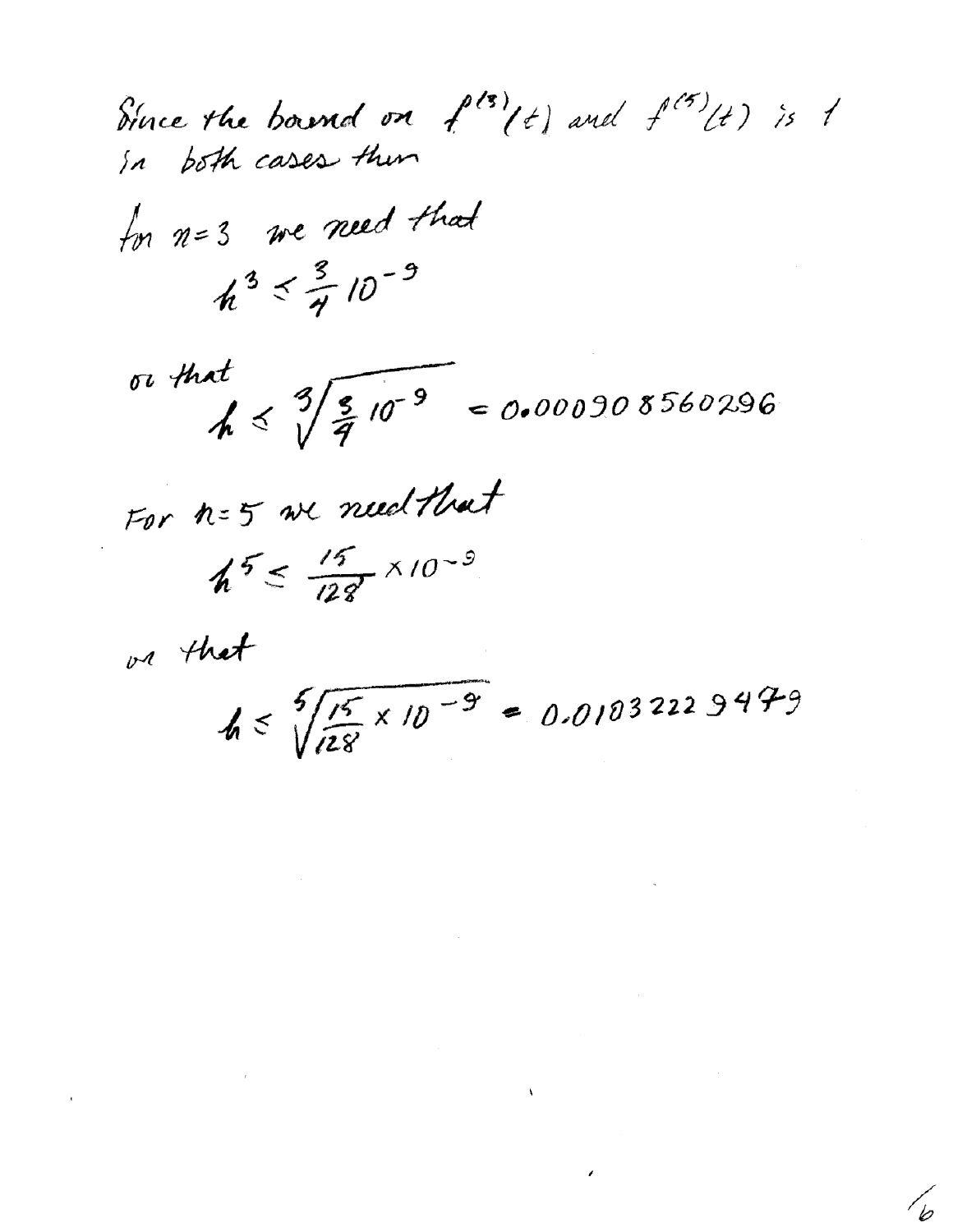Since the bound on $f^{(3)}(t)$ and $f^{(5)}(t)$ is 1 in both cases then

for $n=3$ we need that

$$h^3 \leq \frac{3}{4} 10^{-9}$$

or that

$$h \leq \sqrt[3]{\frac{3}{4} 10^{-9}} = 0.000908560296$$

For $n=5$ we need that

$$h^5 \leq \frac{15}{128} \times 10^{-9}$$

or that

$$h \leq \sqrt[5]{\frac{15}{128} \times 10^{-9}} = 0.0103222949$$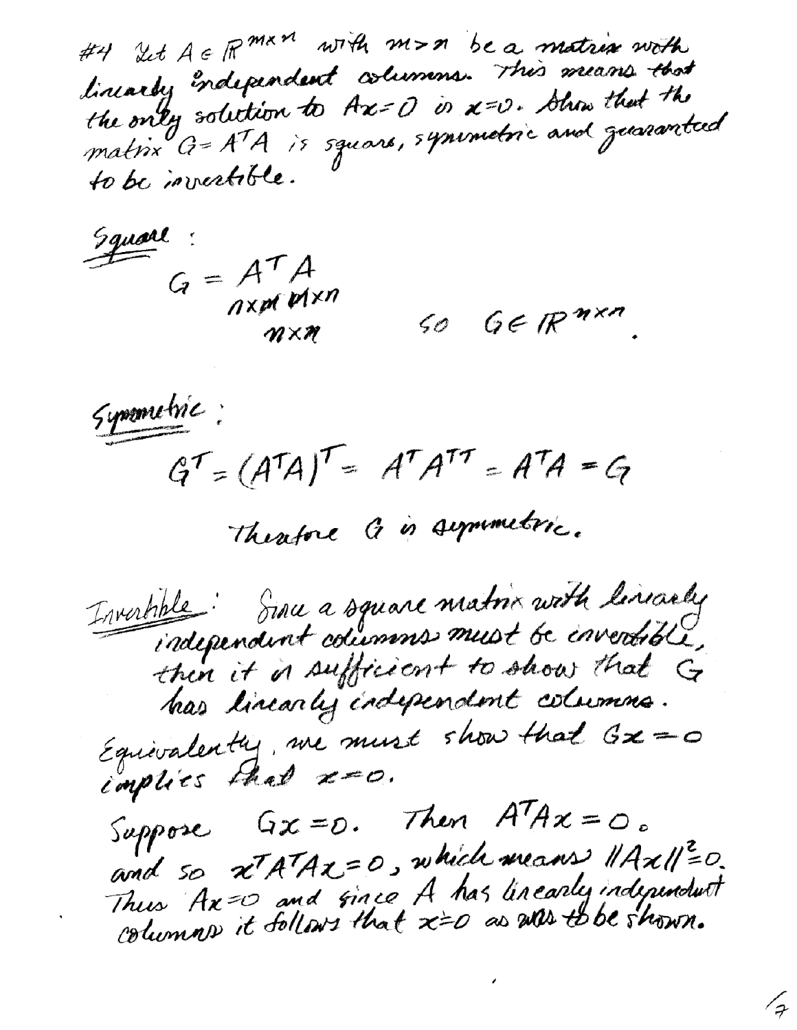#4 Let $A \in \mathbb{R}^{m \times n}$ with $m > n$ be a matrix with linearly independent columns. This means that the only solution to $Ax = 0$ is $x = 0$. Show that the matrix $G = A^T A$ is square, symmetric and guaranteed to be invertible.

Square:

$$G = \underset{n \times n}{\underset{n \times m \; m \times n}{A^T A}} \qquad \text{so} \quad G \in \mathbb{R}^{n \times n}.$$

Symmetric:

$$G^T = (A^T A)^T = A^T A^{TT} = A^T A = G$$

Therefore $G$ is symmetric.

Invertible: Since a square matrix with linearly independent columns must be invertible, then it is sufficient to show that $G$ has linearly independent columns.

Equivalently, we must show that $Gx = 0$ implies that $x = 0$.

Suppose $Gx = 0$. Then $A^T A x = 0$. and so $x^T A^T A x = 0$, which means $\|Ax\|^2 = 0$. Thus $Ax = 0$ and since $A$ has linearly independent columns it follows that $x = 0$ as was to be shown.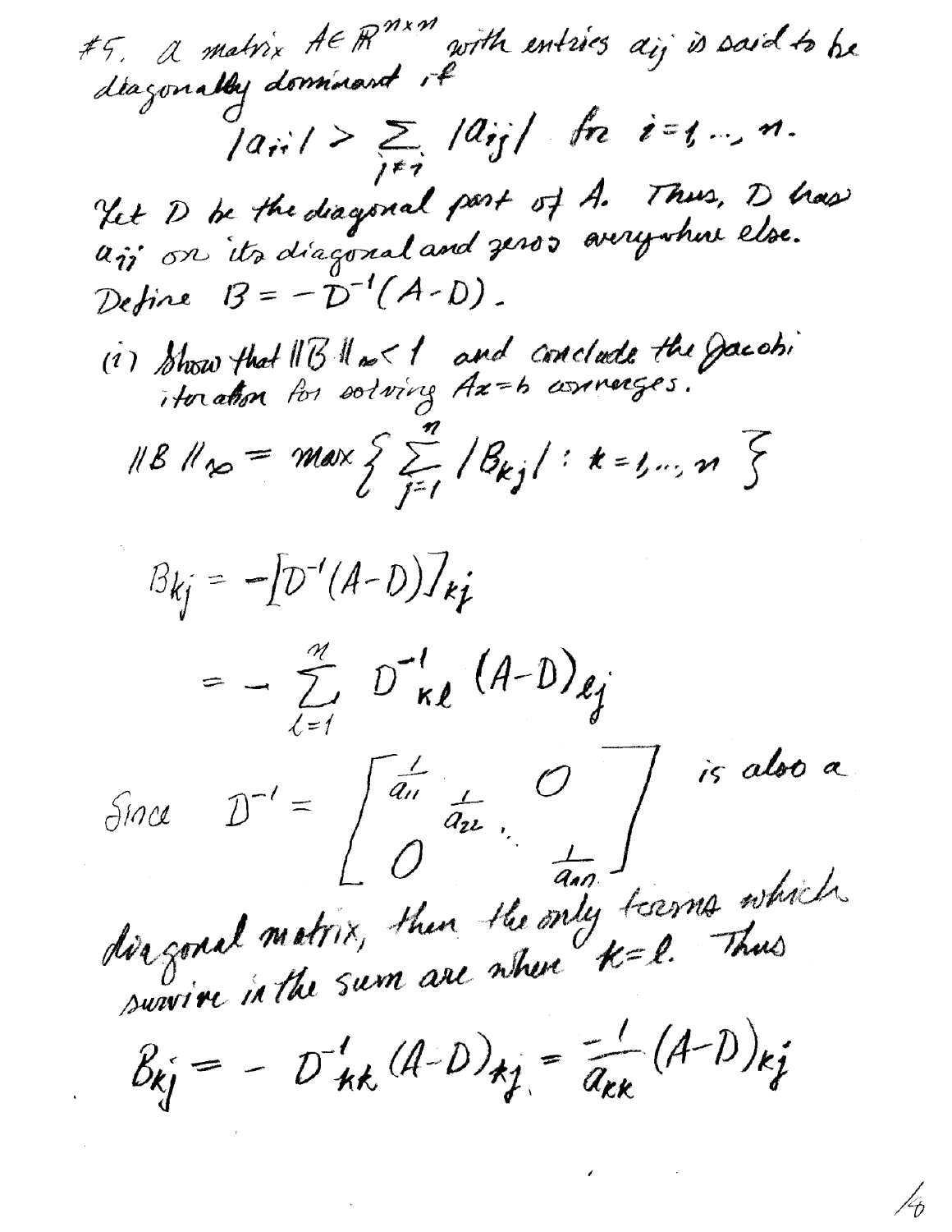#5. A matrix $A \in \mathbb{R}^{n \times n}$ with entries $a_{ij}$ is said to be diagonally dominant if

$$|a_{ii}| > \sum_{j \neq i} |a_{ij}| \quad \text{for } i = 1, \ldots, n.$$

Let $D$ be the diagonal part of $A$. Thus, $D$ has $a_{ii}$ on its diagonal and zeros everywhere else. Define $B = -D^{-1}(A-D)$.

(i) Show that $\|B\|_\infty < 1$ and conclude the Jacobi iteration for solving $Ax = b$ converges.

$$\|B\|_\infty = \max \left\{ \sum_{j=1}^{n} |B_{kj}| : k = 1, \ldots, n \right\}$$

$$B_{kj} = -[D^{-1}(A-D)]_{kj}$$

$$= -\sum_{l=1}^{n} D^{-1}_{kl} (A-D)_{lj}$$

Since $D^{-1} = \begin{bmatrix} \frac{1}{a_{11}} & & 0 \\ & \frac{1}{a_{22}} \ddots & \\ 0 & & \frac{1}{a_{nn}} \end{bmatrix}$ is also a diagonal matrix, then the only terms which survive in the sum are where $k = l$. Thus

$$B_{kj} = -D^{-1}_{kk}(A-D)_{kj} = \frac{-1}{a_{kk}}(A-D)_{kj}$$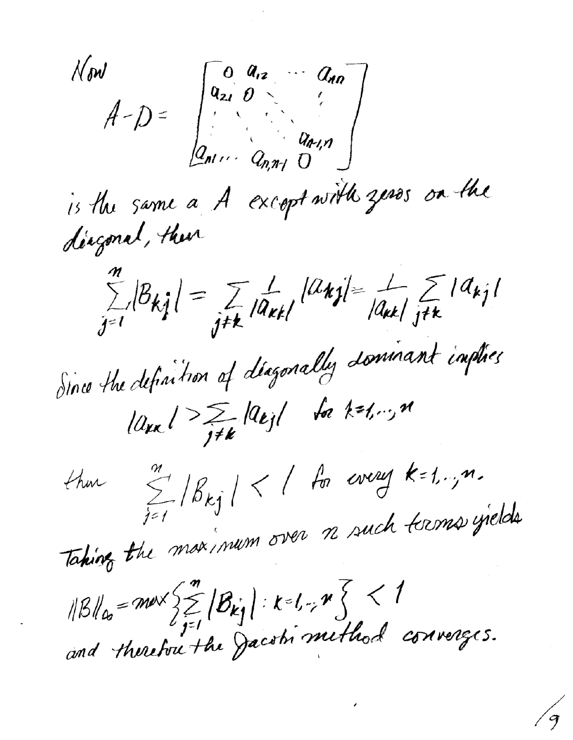Now

$$A - D = \begin{bmatrix} 0 & a_{12} & \cdots & a_{1n} \\ a_{21} & 0 & \ddots & \vdots \\ \vdots & \ddots & \ddots & a_{n-1,n} \\ a_{n1} & \cdots & a_{n,n-1} & 0 \end{bmatrix}$$

is the same a $A$ except with zeros on the diagonal, then

$$\sum_{j=1}^{n} |B_{kj}| = \sum_{j \neq k} \frac{1}{|a_{kk}|} |a_{kj}| = \frac{1}{|a_{kk}|} \sum_{j \neq k} |a_{kj}|$$

Since the definition of diagonally dominant implies

$$|a_{kk}| > \sum_{j \neq k} |a_{kj}| \quad \text{for } k = 1, \ldots, n$$

then $\displaystyle\sum_{j=1}^{n} |B_{kj}| < 1$ for every $k = 1, \ldots, n$.

Taking the maximum over $n$ such terms yields

$$\|B\|_\infty = \max \left\{ \sum_{j=1}^{n} |B_{kj}| : k = 1, \ldots, n \right\} < 1$$

and therefore the Jacobi method converges.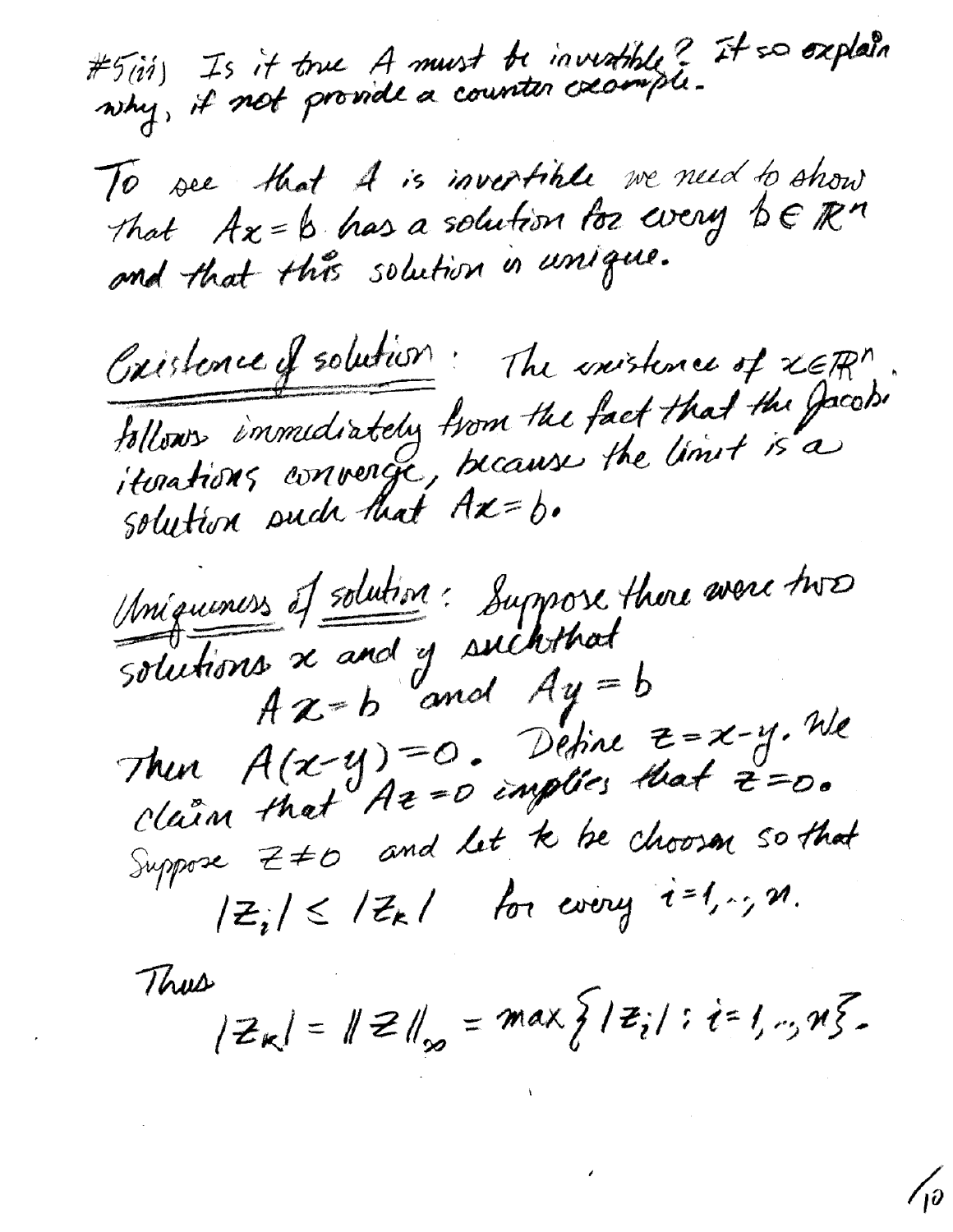#5(iii) Is it true A must be invertible? If so explain why, if not provide a counter example.

To see that $A$ is invertible we need to show that $Ax = b$ has a solution for every $b \in \mathbb{R}^n$ and that this solution is unique.

Existence of solution: The existence of $x \in \mathbb{R}^n$ follows immediately from the fact that the Jacobi iterations converge, because the limit is a solution such that $Ax = b$.

Uniqueness of solution: Suppose there were two solutions $x$ and $y$ such that

$$Ax = b \text{ and } Ay = b$$

Then $A(x-y) = 0$. Define $z = x - y$. We claim that $Az = 0$ implies that $z = 0$. Suppose $z \neq 0$ and let $k$ be choosen so that

$$|z_i| \le |z_k| \quad \text{for every } i = 1, \dots, n.$$

Thus

$$|z_k| = \|z\|_\infty = \max\{|z_i| : i = 1, \dots, n\}.$$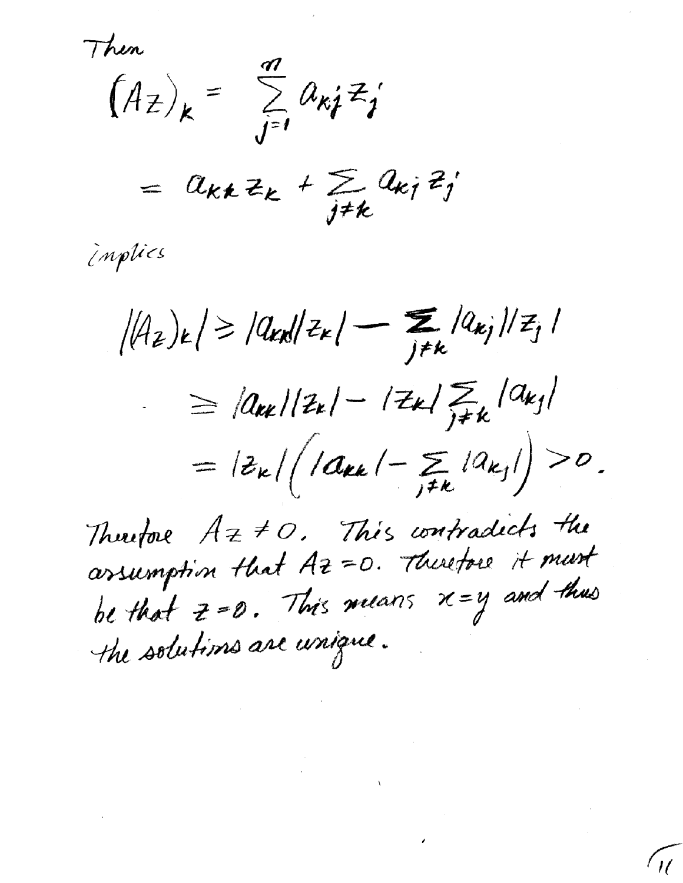Then

$$(Az)_k = \sum_{j=1}^{n} a_{kj} z_j$$

$$= a_{kk} z_k + \sum_{j \neq k} a_{kj} z_j$$

implies

$$|(Az)_k| \geq |a_{kk}||z_k| - \sum_{j \neq k} |a_{kj}||z_j|$$

$$\geq |a_{kk}||z_k| - |z_k| \sum_{j \neq k} |a_{kj}|$$

$$= |z_k| \left( |a_{kk}| - \sum_{j \neq k} |a_{kj}| \right) > 0.$$

Therefore $Az \neq 0$. This contradicts the assumption that $Az = 0$. Therefore it must be that $z = 0$. This means $x = y$ and thus the solutions are unique.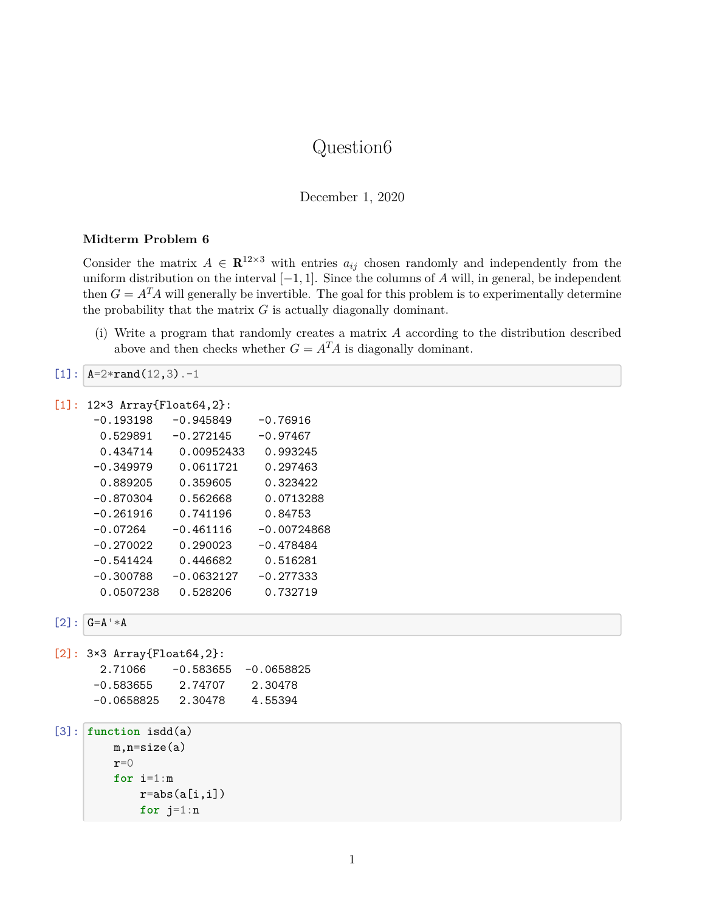# Question6

December 1, 2020

### Midterm Problem 6

Consider the matrix $A \in \mathbf{R}^{12\times 3}$ with entries $a_{ij}$ chosen randomly and independently from the uniform distribution on the interval $[-1, 1]$. Since the columns of $A$ will, in general, be independent then $G = A^T A$ will generally be invertible. The goal for this problem is to experimentally determine the probability that the matrix $G$ is actually diagonally dominant.

(i) Write a program that randomly creates a matrix $A$ according to the distribution described above and then checks whether $G = A^T A$ is diagonally dominant.

[1]:
```
A=2*rand(12,3).-1
```

[1]:
```
12×3 Array{Float64,2}:
 -0.193198   -0.945849    -0.76916
  0.529891   -0.272145    -0.97467
  0.434714    0.00952433   0.993245
 -0.349979    0.0611721    0.297463
  0.889205    0.359605     0.323422
 -0.870304    0.562668     0.0713288
 -0.261916    0.741196     0.84753
 -0.07264    -0.461116    -0.00724868
 -0.270022    0.290023    -0.478484
 -0.541424    0.446682     0.516281
 -0.300788   -0.0632127   -0.277333
  0.0507238   0.528206     0.732719
```

[2]:
```
G=A'*A
```

[2]:
```
3×3 Array{Float64,2}:
  2.71066    -0.583655  -0.0658825
 -0.583655    2.74707    2.30478
 -0.0658825   2.30478    4.55394
```

[3]:
```
function isdd(a)
    m,n=size(a)
    r=0
    for i=1:m
        r=abs(a[i,i])
        for j=1:n
```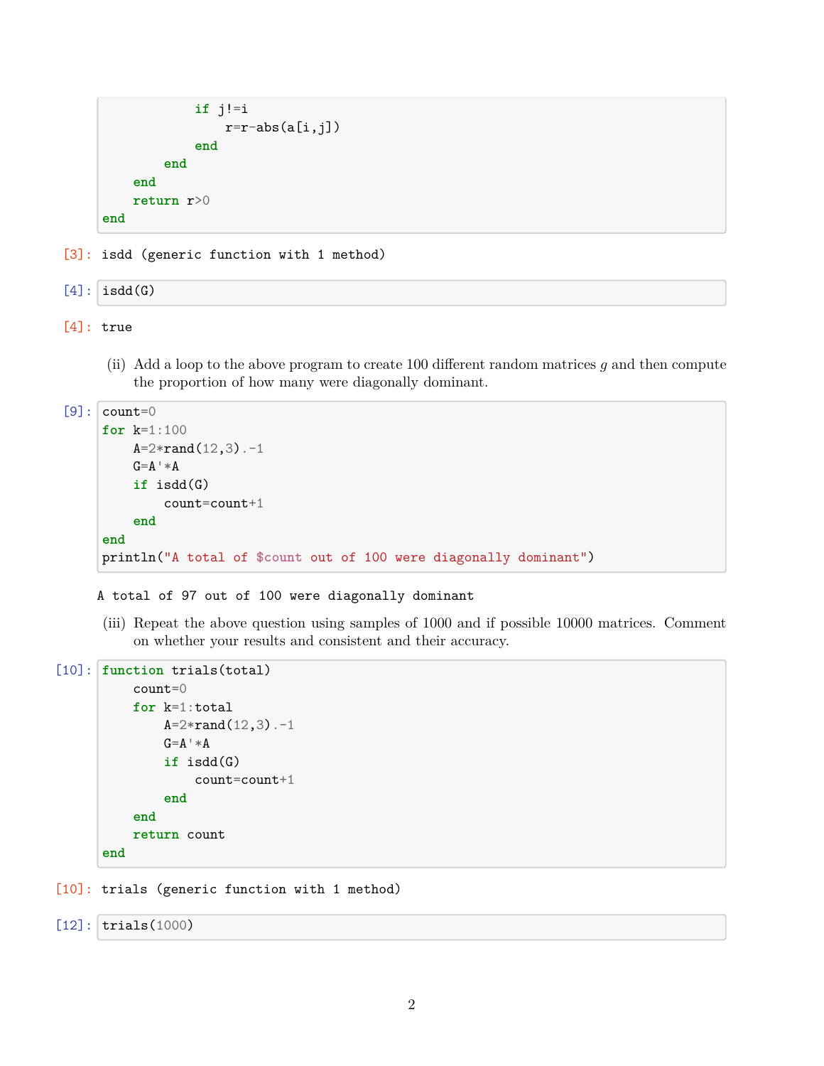```
            if j!=i
                r=r-abs(a[i,j])
            end
        end
    end
    return r>0
end
```

[3]: isdd (generic function with 1 method)

[4]:
```
isdd(G)
```

[4]: true

(ii) Add a loop to the above program to create 100 different random matrices $g$ and then compute the proportion of how many were diagonally dominant.

[9]:
```
count=0
for k=1:100
    A=2*rand(12,3).-1
    G=A'*A
    if isdd(G)
        count=count+1
    end
end
println("A total of $count out of 100 were diagonally dominant")
```

A total of 97 out of 100 were diagonally dominant

(iii) Repeat the above question using samples of 1000 and if possible 10000 matrices. Comment on whether your results and consistent and their accuracy.

[10]:
```
function trials(total)
    count=0
    for k=1:total
        A=2*rand(12,3).-1
        G=A'*A
        if isdd(G)
            count=count+1
        end
    end
    return count
end
```

[10]: trials (generic function with 1 method)

[12]:
```
trials(1000)
```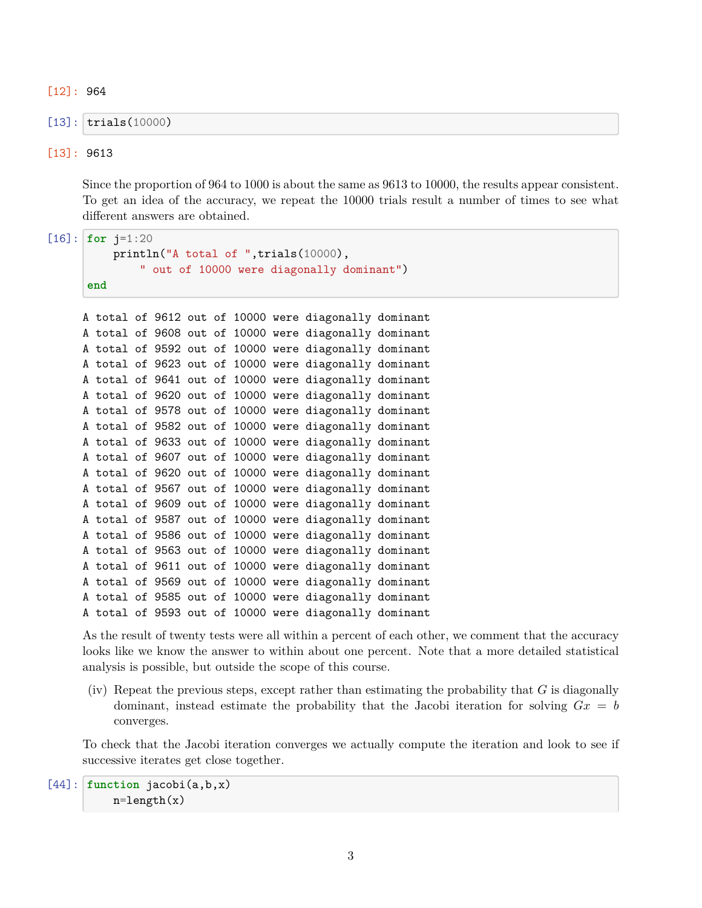[12]: 964

[13]:
```
trials(10000)
```

[13]: 9613

Since the proportion of 964 to 1000 is about the same as 9613 to 10000, the results appear consistent. To get an idea of the accuracy, we repeat the 10000 trials result a number of times to see what different answers are obtained.

[16]:
```
for j=1:20
    println("A total of ",trials(10000),
        " out of 10000 were diagonally dominant")
end
```

```
A total of 9612 out of 10000 were diagonally dominant
A total of 9608 out of 10000 were diagonally dominant
A total of 9592 out of 10000 were diagonally dominant
A total of 9623 out of 10000 were diagonally dominant
A total of 9641 out of 10000 were diagonally dominant
A total of 9620 out of 10000 were diagonally dominant
A total of 9578 out of 10000 were diagonally dominant
A total of 9582 out of 10000 were diagonally dominant
A total of 9633 out of 10000 were diagonally dominant
A total of 9607 out of 10000 were diagonally dominant
A total of 9620 out of 10000 were diagonally dominant
A total of 9567 out of 10000 were diagonally dominant
A total of 9609 out of 10000 were diagonally dominant
A total of 9587 out of 10000 were diagonally dominant
A total of 9586 out of 10000 were diagonally dominant
A total of 9563 out of 10000 were diagonally dominant
A total of 9611 out of 10000 were diagonally dominant
A total of 9569 out of 10000 were diagonally dominant
A total of 9585 out of 10000 were diagonally dominant
A total of 9593 out of 10000 were diagonally dominant
```

As the result of twenty tests were all within a percent of each other, we comment that the accuracy looks like we know the answer to within about one percent. Note that a more detailed statistical analysis is possible, but outside the scope of this course.

(iv) Repeat the previous steps, except rather than estimating the probability that $G$ is diagonally dominant, instead estimate the probability that the Jacobi iteration for solving $Gx = b$ converges.

To check that the Jacobi iteration converges we actually compute the iteration and look to see if successive iterates get close together.

[44]:
```
function jacobi(a,b,x)
    n=length(x)
```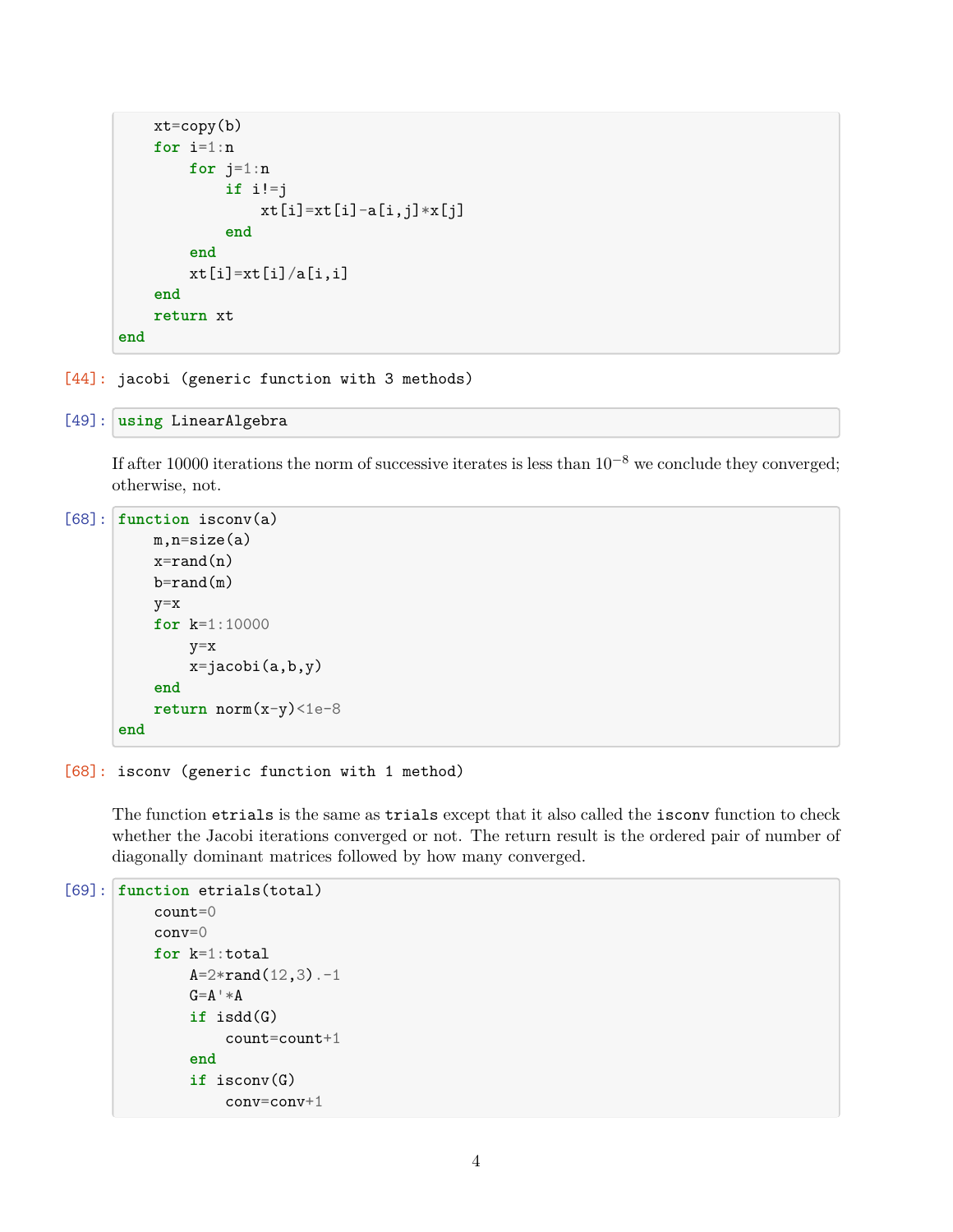```julia
    xt=copy(b)
    for i=1:n
        for j=1:n
            if i!=j
                xt[i]=xt[i]-a[i,j]*x[j]
            end
        end
        xt[i]=xt[i]/a[i,i]
    end
    return xt
end
```

[44]: jacobi (generic function with 3 methods)

```julia
[49]: using LinearAlgebra
```

If after 10000 iterations the norm of successive iterates is less than $10^{-8}$ we conclude they converged; otherwise, not.

```julia
[68]: function isconv(a)
    m,n=size(a)
    x=rand(n)
    b=rand(m)
    y=x
    for k=1:10000
        y=x
        x=jacobi(a,b,y)
    end
    return norm(x-y)<1e-8
end
```

[68]: isconv (generic function with 1 method)

The function `etrials` is the same as `trials` except that it also called the `isconv` function to check whether the Jacobi iterations converged or not. The return result is the ordered pair of number of diagonally dominant matrices followed by how many converged.

```julia
[69]: function etrials(total)
    count=0
    conv=0
    for k=1:total
        A=2*rand(12,3).-1
        G=A'*A
        if isdd(G)
            count=count+1
        end
        if isconv(G)
            conv=conv+1
```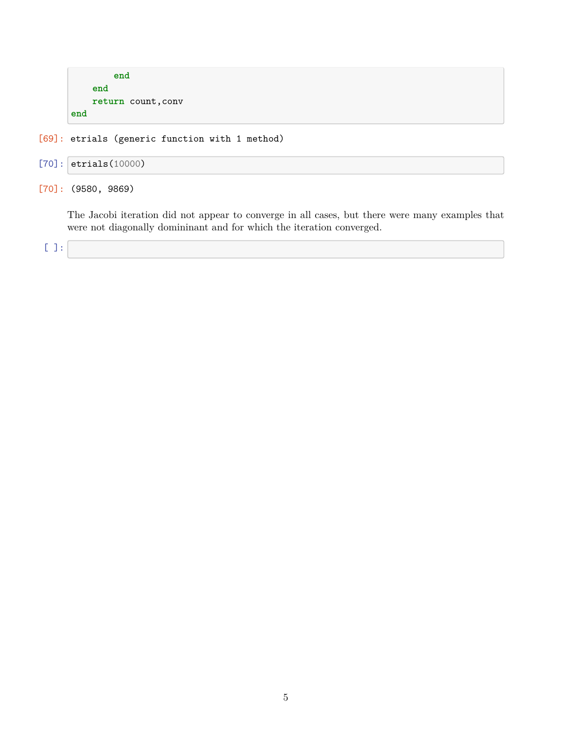```
        end
    end
    return count,conv
end
```

[69]: etrials (generic function with 1 method)

[70]:
```
etrials(10000)
```

[70]: (9580, 9869)

The Jacobi iteration did not appear to converge in all cases, but there were many examples that were not diagonally domininant and for which the iteration converged.

[ ]:
```

```